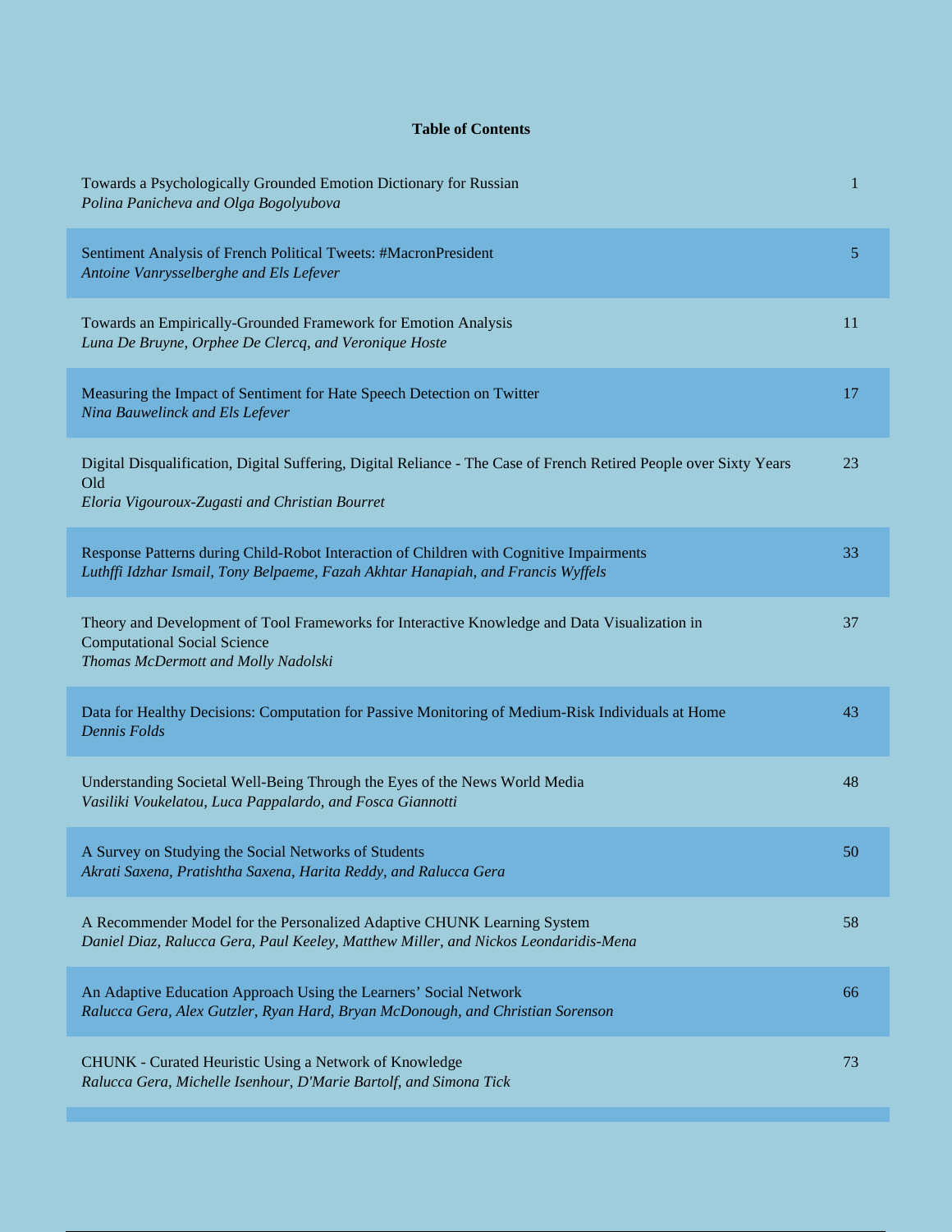# Table of Contents

| | |
|---|---|
| Towards a Psychologically Grounded Emotion Dictionary for Russian<br>*Polina Panicheva and Olga Bogolyubova* | 1 |
| Sentiment Analysis of French Political Tweets: #MacronPresident<br>*Antoine Vanrysselberghe and Els Lefever* | 5 |
| Towards an Empirically-Grounded Framework for Emotion Analysis<br>*Luna De Bruyne, Orphee De Clercq, and Veronique Hoste* | 11 |
| Measuring the Impact of Sentiment for Hate Speech Detection on Twitter<br>*Nina Bauwelinck and Els Lefever* | 17 |
| Digital Disqualification, Digital Suffering, Digital Reliance - The Case of French Retired People over Sixty Years Old<br>*Eloria Vigouroux-Zugasti and Christian Bourret* | 23 |
| Response Patterns during Child-Robot Interaction of Children with Cognitive Impairments<br>*Luthffi Idzhar Ismail, Tony Belpaeme, Fazah Akhtar Hanapiah, and Francis Wyffels* | 33 |
| Theory and Development of Tool Frameworks for Interactive Knowledge and Data Visualization in Computational Social Science<br>*Thomas McDermott and Molly Nadolski* | 37 |
| Data for Healthy Decisions: Computation for Passive Monitoring of Medium-Risk Individuals at Home<br>*Dennis Folds* | 43 |
| Understanding Societal Well-Being Through the Eyes of the News World Media<br>*Vasiliki Voukelatou, Luca Pappalardo, and Fosca Giannotti* | 48 |
| A Survey on Studying the Social Networks of Students<br>*Akrati Saxena, Pratishtha Saxena, Harita Reddy, and Ralucca Gera* | 50 |
| A Recommender Model for the Personalized Adaptive CHUNK Learning System<br>*Daniel Diaz, Ralucca Gera, Paul Keeley, Matthew Miller, and Nickos Leondaridis-Mena* | 58 |
| An Adaptive Education Approach Using the Learners' Social Network<br>*Ralucca Gera, Alex Gutzler, Ryan Hard, Bryan McDonough, and Christian Sorenson* | 66 |
| CHUNK - Curated Heuristic Using a Network of Knowledge<br>*Ralucca Gera, Michelle Isenhour, D'Marie Bartolf, and Simona Tick* | 73 |